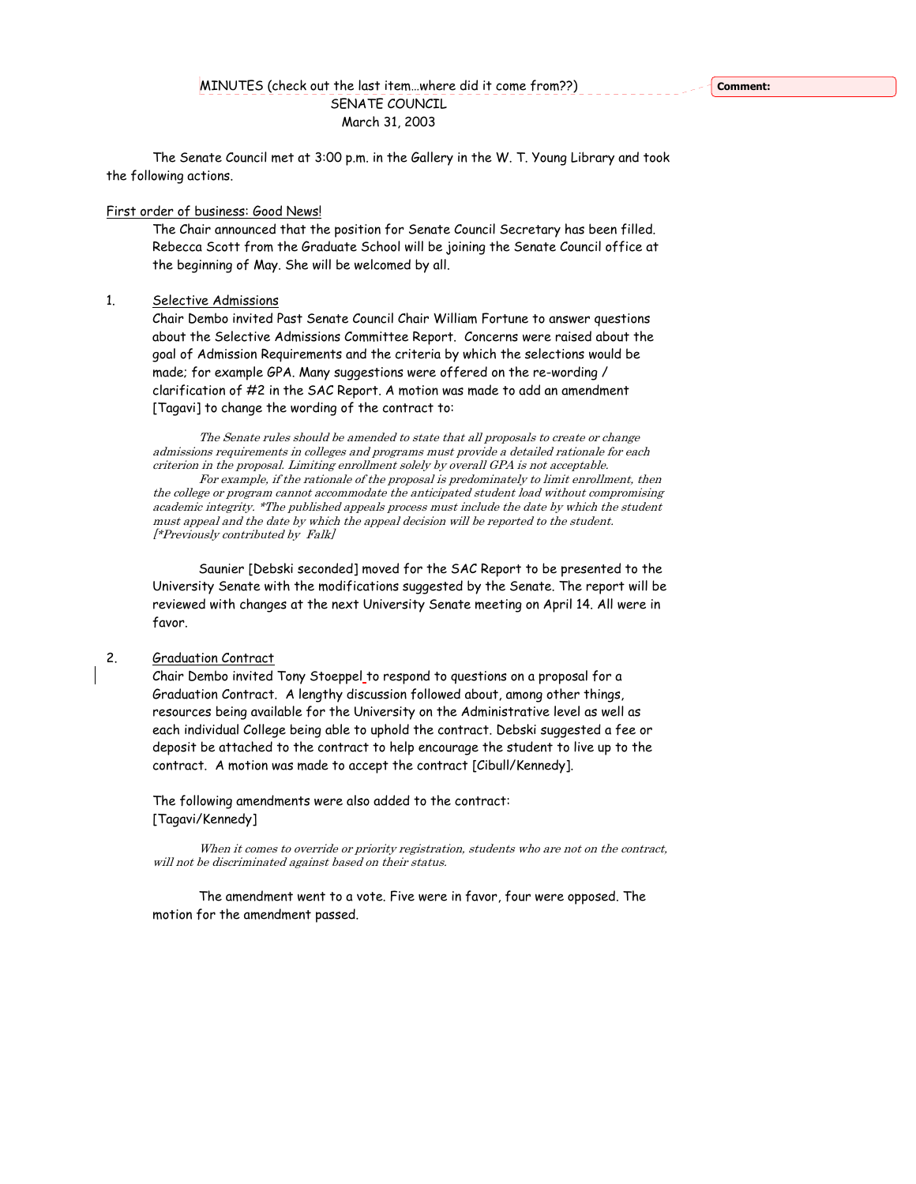MINUTES (check out the last item…where did it come from??)
SENATE COUNCIL
March 31, 2003

Comment:

The Senate Council met at 3:00 p.m. in the Gallery in the W. T. Young Library and took the following actions.

<u>First order of business: Good News!</u>

The Chair announced that the position for Senate Council Secretary has been filled. Rebecca Scott from the Graduate School will be joining the Senate Council office at the beginning of May. She will be welcomed by all.

1. <u>Selective Admissions</u>

Chair Dembo invited Past Senate Council Chair William Fortune to answer questions about the Selective Admissions Committee Report. Concerns were raised about the goal of Admission Requirements and the criteria by which the selections would be made; for example GPA. Many suggestions were offered on the re-wording / clarification of #2 in the SAC Report. A motion was made to add an amendment [Tagavi] to change the wording of the contract to:

> *The Senate rules should be amended to state that all proposals to create or change admissions requirements in colleges and programs must provide a detailed rationale for each criterion in the proposal. Limiting enrollment solely by overall GPA is not acceptable.*
>
> *For example, if the rationale of the proposal is predominately to limit enrollment, then the college or program cannot accommodate the anticipated student load without compromising academic integrity. *The published appeals process must include the date by which the student must appeal and the date by which the appeal decision will be reported to the student. [*Previously contributed by Falk]*

Saunier [Debski seconded] moved for the SAC Report to be presented to the University Senate with the modifications suggested by the Senate. The report will be reviewed with changes at the next University Senate meeting on April 14. All were in favor.

2. <u>Graduation Contract</u>

Chair Dembo invited Tony Stoeppel to respond to questions on a proposal for a Graduation Contract. A lengthy discussion followed about, among other things, resources being available for the University on the Administrative level as well as each individual College being able to uphold the contract. Debski suggested a fee or deposit be attached to the contract to help encourage the student to live up to the contract. A motion was made to accept the contract [Cibull/Kennedy].

The following amendments were also added to the contract: [Tagavi/Kennedy]

> *When it comes to override or priority registration, students who are not on the contract, will not be discriminated against based on their status.*

The amendment went to a vote. Five were in favor, four were opposed. The motion for the amendment passed.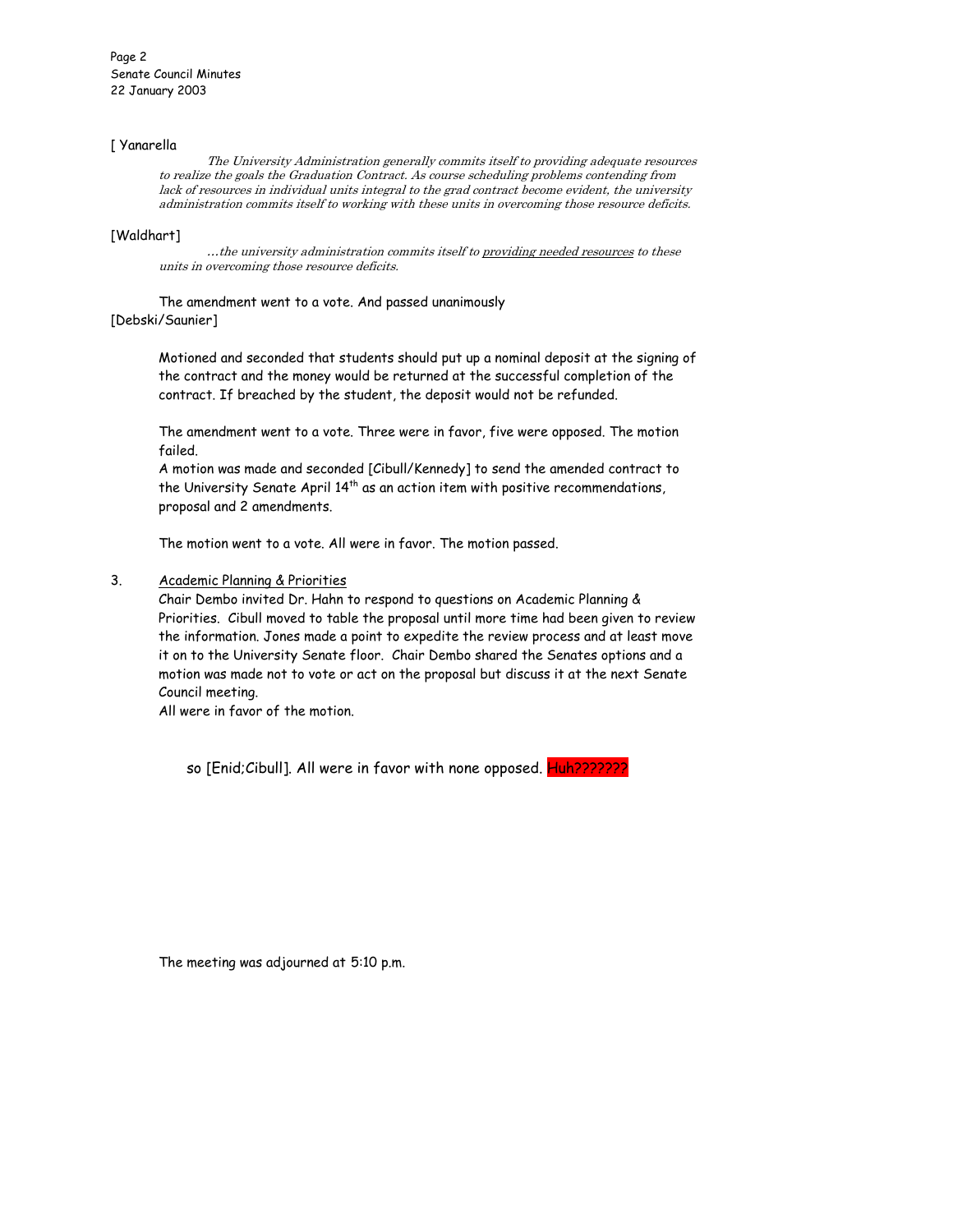[ Yanarella

*The University Administration generally commits itself to providing adequate resources to realize the goals the Graduation Contract. As course scheduling problems contending from lack of resources in individual units integral to the grad contract become evident, the university administration commits itself to working with these units in overcoming those resource deficits.*

[Waldhart]

*…the university administration commits itself to providing needed resources to these units in overcoming those resource deficits.*

The amendment went to a vote. And passed unanimously

[Debski/Saunier]

Motioned and seconded that students should put up a nominal deposit at the signing of the contract and the money would be returned at the successful completion of the contract. If breached by the student, the deposit would not be refunded.

The amendment went to a vote. Three were in favor, five were opposed. The motion failed.

A motion was made and seconded [Cibull/Kennedy] to send the amended contract to the University Senate April 14th as an action item with positive recommendations, proposal and 2 amendments.

The motion went to a vote. All were in favor. The motion passed.

3. Academic Planning & Priorities

Chair Dembo invited Dr. Hahn to respond to questions on Academic Planning & Priorities. Cibull moved to table the proposal until more time had been given to review the information. Jones made a point to expedite the review process and at least move it on to the University Senate floor. Chair Dembo shared the Senates options and a motion was made not to vote or act on the proposal but discuss it at the next Senate Council meeting.

All were in favor of the motion.

so [Enid;Cibull]. All were in favor with none opposed. Huh???????

The meeting was adjourned at 5:10 p.m.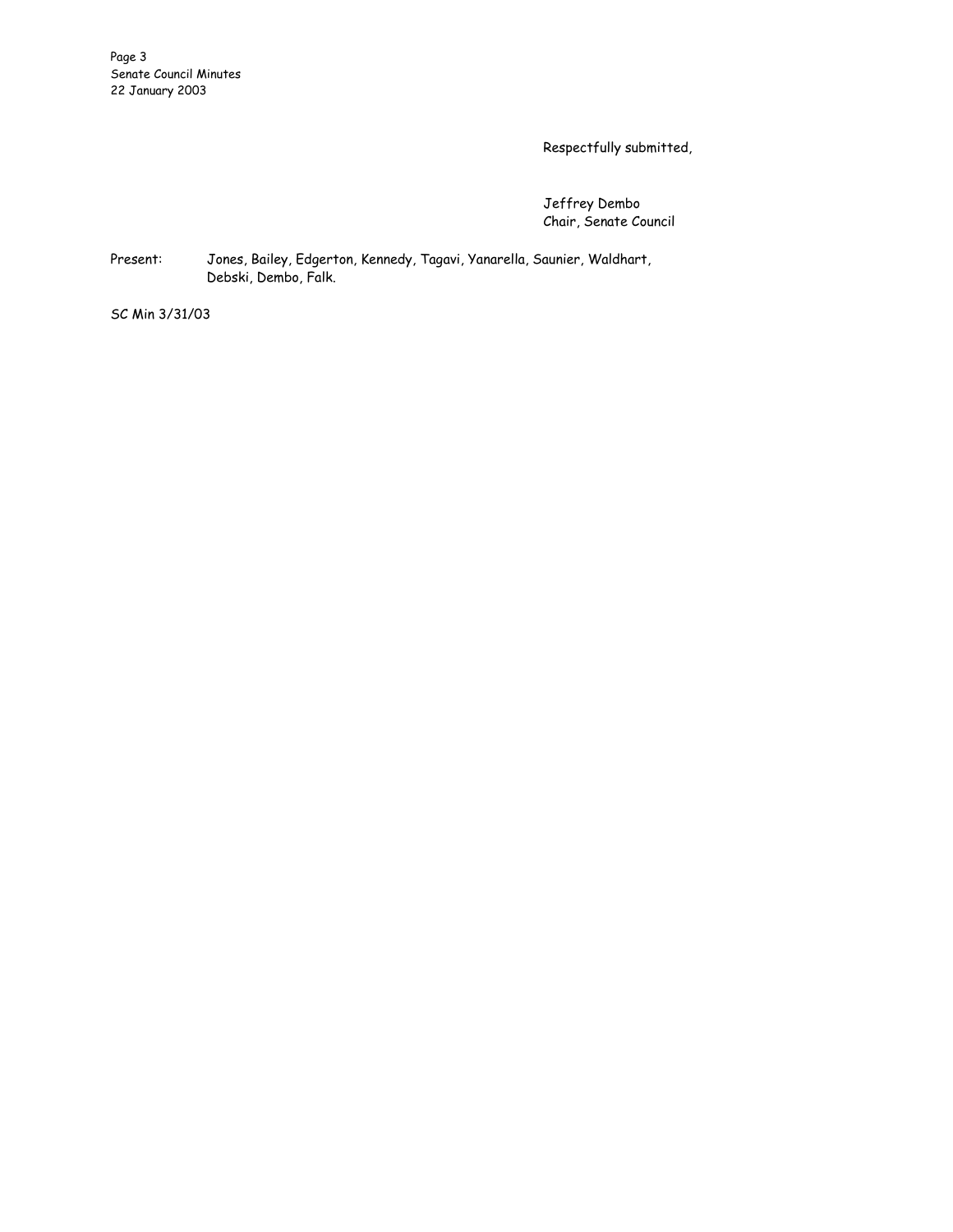Respectfully submitted,

Jeffrey Dembo
Chair, Senate Council

Present: Jones, Bailey, Edgerton, Kennedy, Tagavi, Yanarella, Saunier, Waldhart, Debski, Dembo, Falk.

SC Min 3/31/03